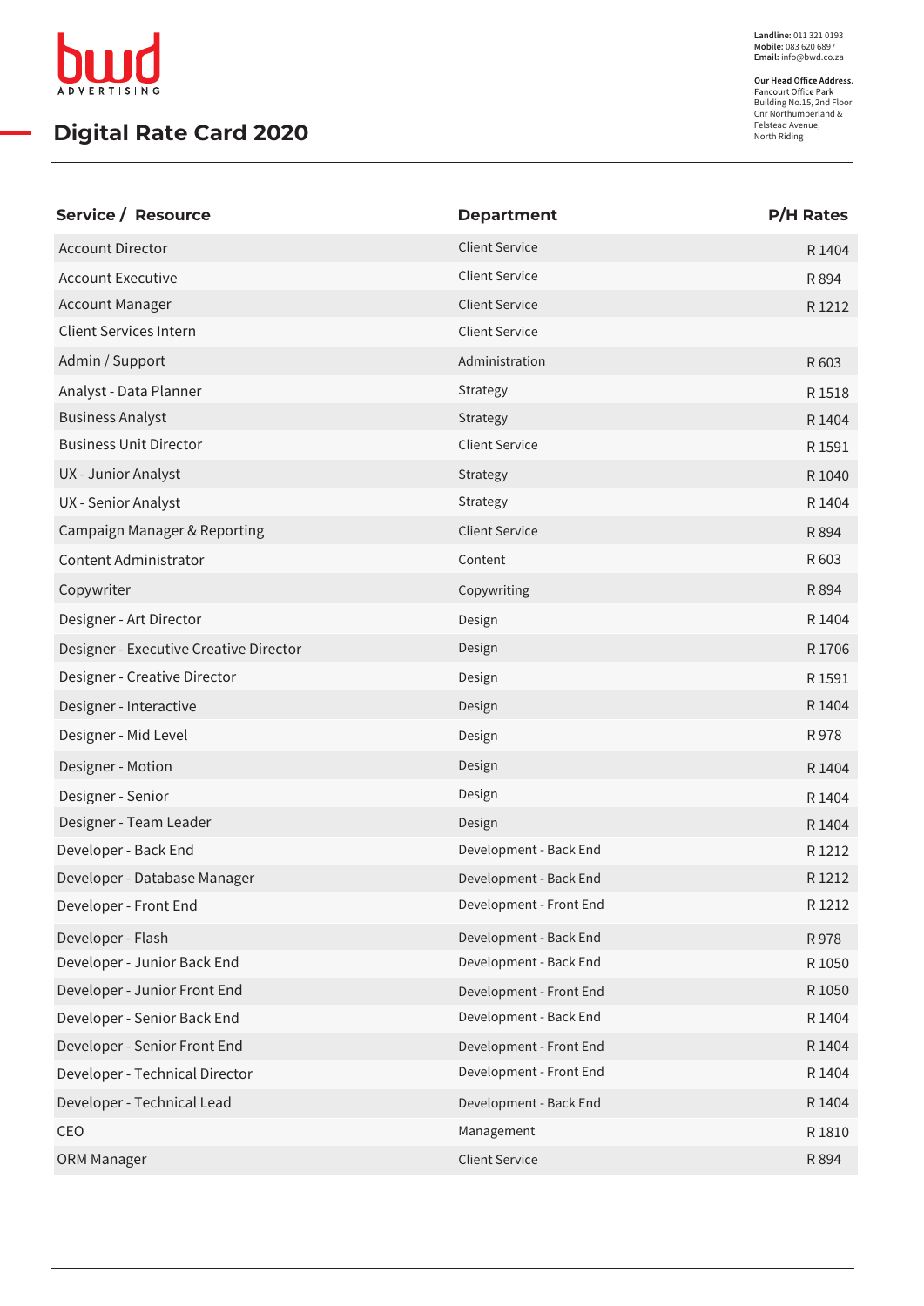bwd ADVERTISING

**Landline:** 011 321 0193
**Mobile:** 083 620 6897
**Email:** info@bwd.co.za

**Our Head Office Address.**
Fancourt Office Park
Building No.15, 2nd Floor
Cnr Northumberland &
Felstead Avenue,
North Riding

# Digital Rate Card 2020

| Service / Resource | Department | P/H Rates |
|---|---|---|
| Account Director | Client Service | R 1404 |
| Account Executive | Client Service | R 894 |
| Account Manager | Client Service | R 1212 |
| Client Services Intern | Client Service | |
| Admin / Support | Administration | R 603 |
| Analyst - Data Planner | Strategy | R 1518 |
| Business Analyst | Strategy | R 1404 |
| Business Unit Director | Client Service | R 1591 |
| UX - Junior Analyst | Strategy | R 1040 |
| UX - Senior Analyst | Strategy | R 1404 |
| Campaign Manager & Reporting | Client Service | R 894 |
| Content Administrator | Content | R 603 |
| Copywriter | Copywriting | R 894 |
| Designer - Art Director | Design | R 1404 |
| Designer - Executive Creative Director | Design | R 1706 |
| Designer - Creative Director | Design | R 1591 |
| Designer - Interactive | Design | R 1404 |
| Designer - Mid Level | Design | R 978 |
| Designer - Motion | Design | R 1404 |
| Designer - Senior | Design | R 1404 |
| Designer - Team Leader | Design | R 1404 |
| Developer - Back End | Development - Back End | R 1212 |
| Developer - Database Manager | Development - Back End | R 1212 |
| Developer - Front End | Development - Front End | R 1212 |
| Developer - Flash | Development - Back End | R 978 |
| Developer - Junior Back End | Development - Back End | R 1050 |
| Developer - Junior Front End | Development - Front End | R 1050 |
| Developer - Senior Back End | Development - Back End | R 1404 |
| Developer - Senior Front End | Development - Front End | R 1404 |
| Developer - Technical Director | Development - Front End | R 1404 |
| Developer - Technical Lead | Development - Back End | R 1404 |
| CEO | Management | R 1810 |
| ORM Manager | Client Service | R 894 |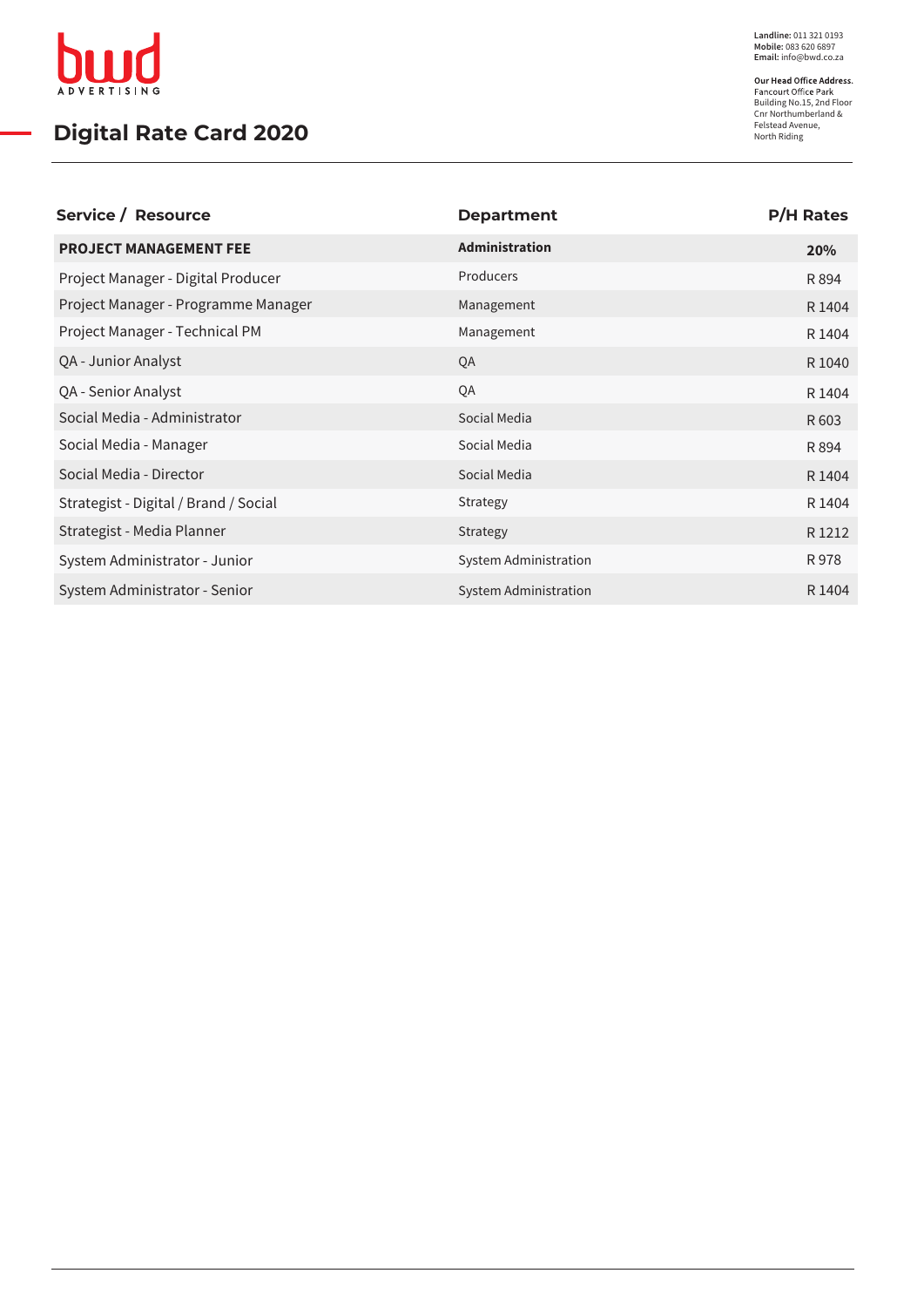bwd ADVERTISING

# Digital Rate Card 2020

**Landline:** 011 321 0193
**Mobile:** 083 620 6897
**Email:** info@bwd.co.za

**Our Head Office Address.**
Fancourt Office Park
Building No.15, 2nd Floor
Cnr Northumberland &
Felstead Avenue,
North Riding

| Service / Resource | Department | P/H Rates |
|---|---|---|
| **PROJECT MANAGEMENT FEE** | **Administration** | **20%** |
| Project Manager - Digital Producer | Producers | R 894 |
| Project Manager - Programme Manager | Management | R 1404 |
| Project Manager - Technical PM | Management | R 1404 |
| QA - Junior Analyst | QA | R 1040 |
| QA - Senior Analyst | QA | R 1404 |
| Social Media - Administrator | Social Media | R 603 |
| Social Media - Manager | Social Media | R 894 |
| Social Media - Director | Social Media | R 1404 |
| Strategist - Digital / Brand / Social | Strategy | R 1404 |
| Strategist - Media Planner | Strategy | R 1212 |
| System Administrator - Junior | System Administration | R 978 |
| System Administrator - Senior | System Administration | R 1404 |